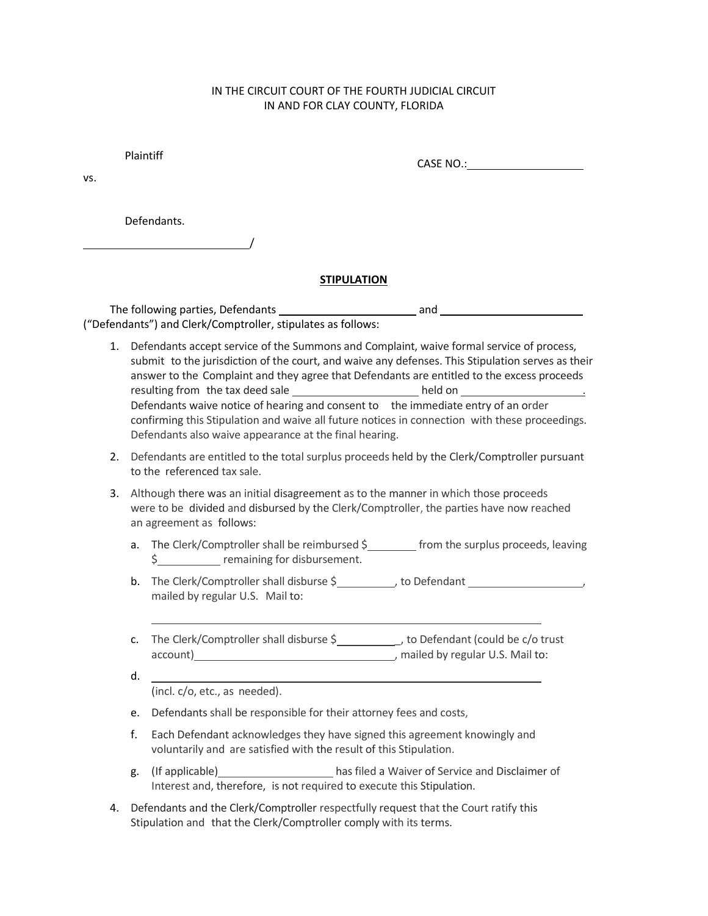IN THE CIRCUIT COURT OF THE FOURTH JUDICIAL CIRCUIT
IN AND FOR CLAY COUNTY, FLORIDA

Plaintiff

CASE NO.:____________________

vs.

Defendants.

____________________________/

**STIPULATION**

The following parties, Defendants ________________________ and ________________________ ("Defendants") and Clerk/Comptroller, stipulates as follows:

1. Defendants accept service of the Summons and Complaint, waive formal service of process, submit to the jurisdiction of the court, and waive any defenses. This Stipulation serves as their answer to the Complaint and they agree that Defendants are entitled to the excess proceeds resulting from the tax deed sale ____________________ held on ____________________. Defendants waive notice of hearing and consent to the immediate entry of an order confirming this Stipulation and waive all future notices in connection with these proceedings. Defendants also waive appearance at the final hearing.

2. Defendants are entitled to the total surplus proceeds held by the Clerk/Comptroller pursuant to the referenced tax sale.

3. Although there was an initial disagreement as to the manner in which those proceeds were to be divided and disbursed by the Clerk/Comptroller, the parties have now reached an agreement as follows:

   a. The Clerk/Comptroller shall be reimbursed $________ from the surplus proceeds, leaving $__________ remaining for disbursement.

   b. The Clerk/Comptroller shall disburse $__________, to Defendant ____________________, mailed by regular U.S. Mail to:

      ________________________________________________________________

   c. The Clerk/Comptroller shall disburse $__________, to Defendant (could be c/o trust account)________________________________, mailed by regular U.S. Mail to:

   d. ________________________________________________________________
      (incl. c/o, etc., as needed).

   e. Defendants shall be responsible for their attorney fees and costs,

   f. Each Defendant acknowledges they have signed this agreement knowingly and voluntarily and are satisfied with the result of this Stipulation.

   g. (If applicable)____________________ has filed a Waiver of Service and Disclaimer of Interest and, therefore, is not required to execute this Stipulation.

4. Defendants and the Clerk/Comptroller respectfully request that the Court ratify this Stipulation and that the Clerk/Comptroller comply with its terms.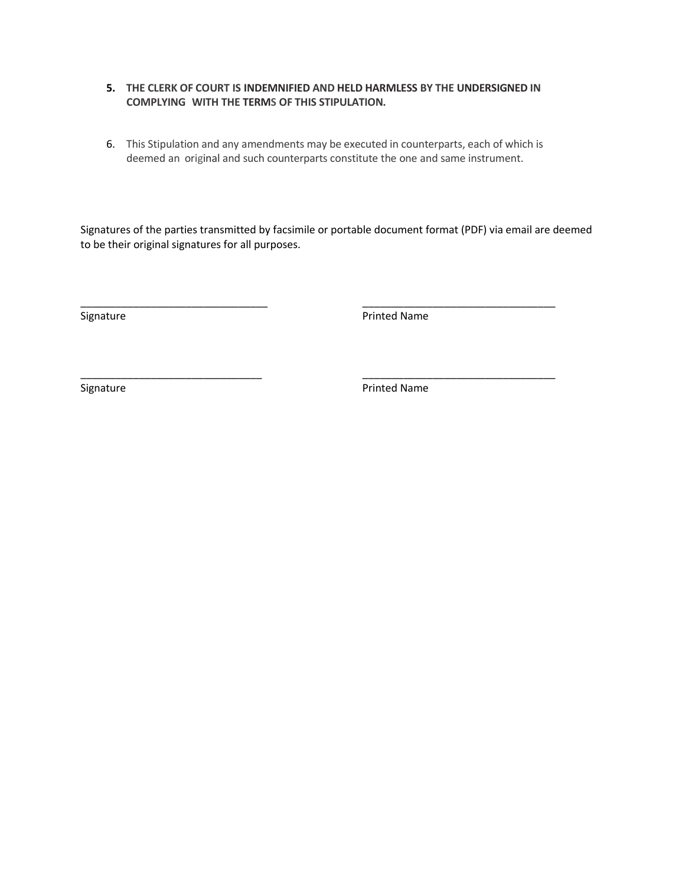5. **THE CLERK OF COURT IS INDEMNIFIED AND HELD HARMLESS BY THE UNDERSIGNED IN COMPLYING WITH THE TERMS OF THIS STIPULATION.**

6. This Stipulation and any amendments may be executed in counterparts, each of which is deemed an original and such counterparts constitute the one and same instrument.

Signatures of the parties transmitted by facsimile or portable document format (PDF) via email are deemed to be their original signatures for all purposes.

________________________________ ________________________________

Signature Printed Name

________________________________ ________________________________

Signature Printed Name